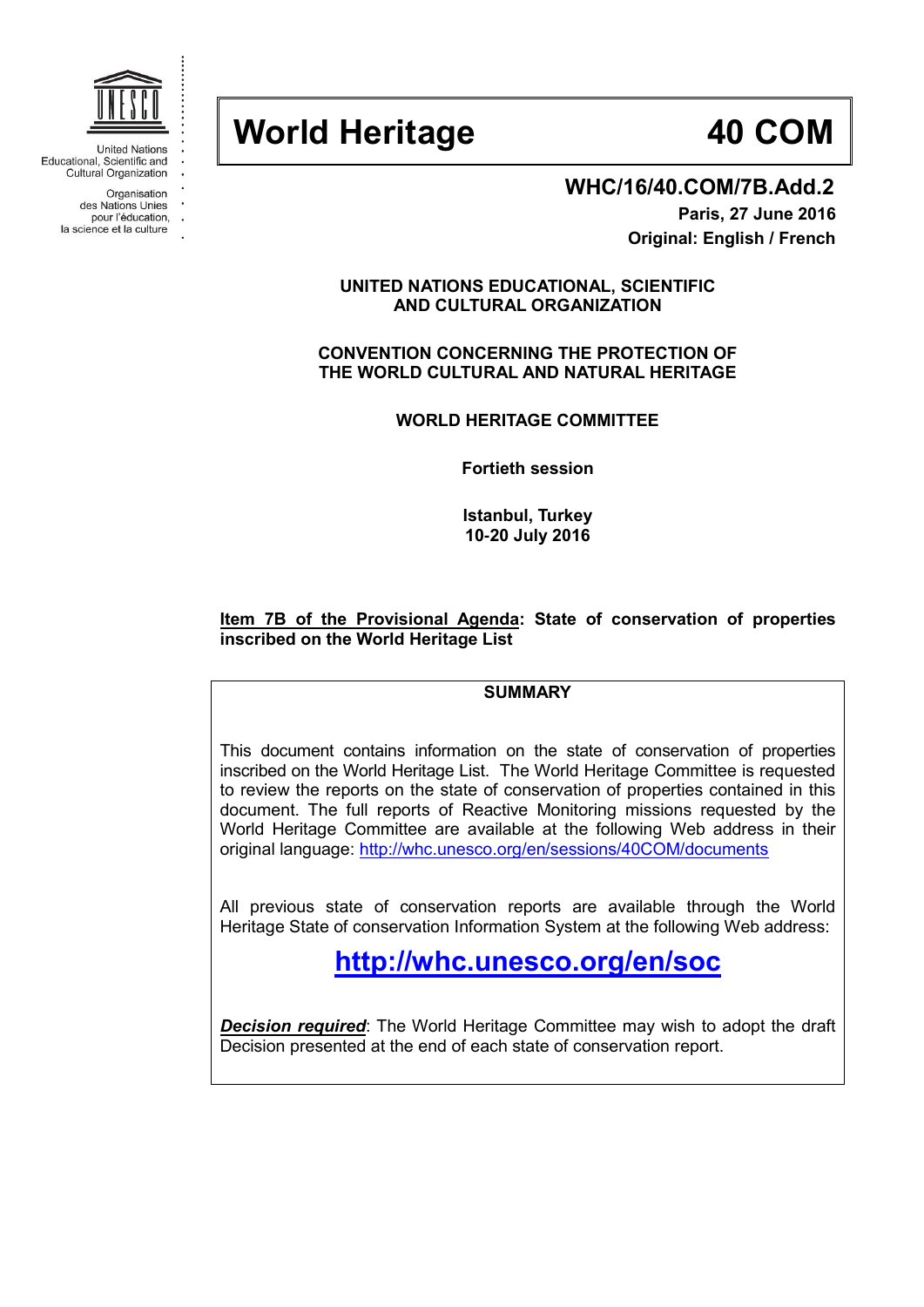United Nations Educational, Scientific and Cultural Organization

Organisation des Nations Unies pour l'éducation, la science et la culture

# World Heritage 40 COM

**WHC/16/40.COM/7B.Add.2**

**Paris, 27 June 2016**

**Original: English / French**

**UNITED NATIONS EDUCATIONAL, SCIENTIFIC AND CULTURAL ORGANIZATION**

**CONVENTION CONCERNING THE PROTECTION OF THE WORLD CULTURAL AND NATURAL HERITAGE**

**WORLD HERITAGE COMMITTEE**

**Fortieth session**

**Istanbul, Turkey**
**10-20 July 2016**

**Item 7B of the Provisional Agenda: State of conservation of properties inscribed on the World Heritage List**

**SUMMARY**

This document contains information on the state of conservation of properties inscribed on the World Heritage List. The World Heritage Committee is requested to review the reports on the state of conservation of properties contained in this document. The full reports of Reactive Monitoring missions requested by the World Heritage Committee are available at the following Web address in their original language: http://whc.unesco.org/en/sessions/40COM/documents

All previous state of conservation reports are available through the World Heritage State of conservation Information System at the following Web address:

**http://whc.unesco.org/en/soc**

***Decision required***: The World Heritage Committee may wish to adopt the draft Decision presented at the end of each state of conservation report.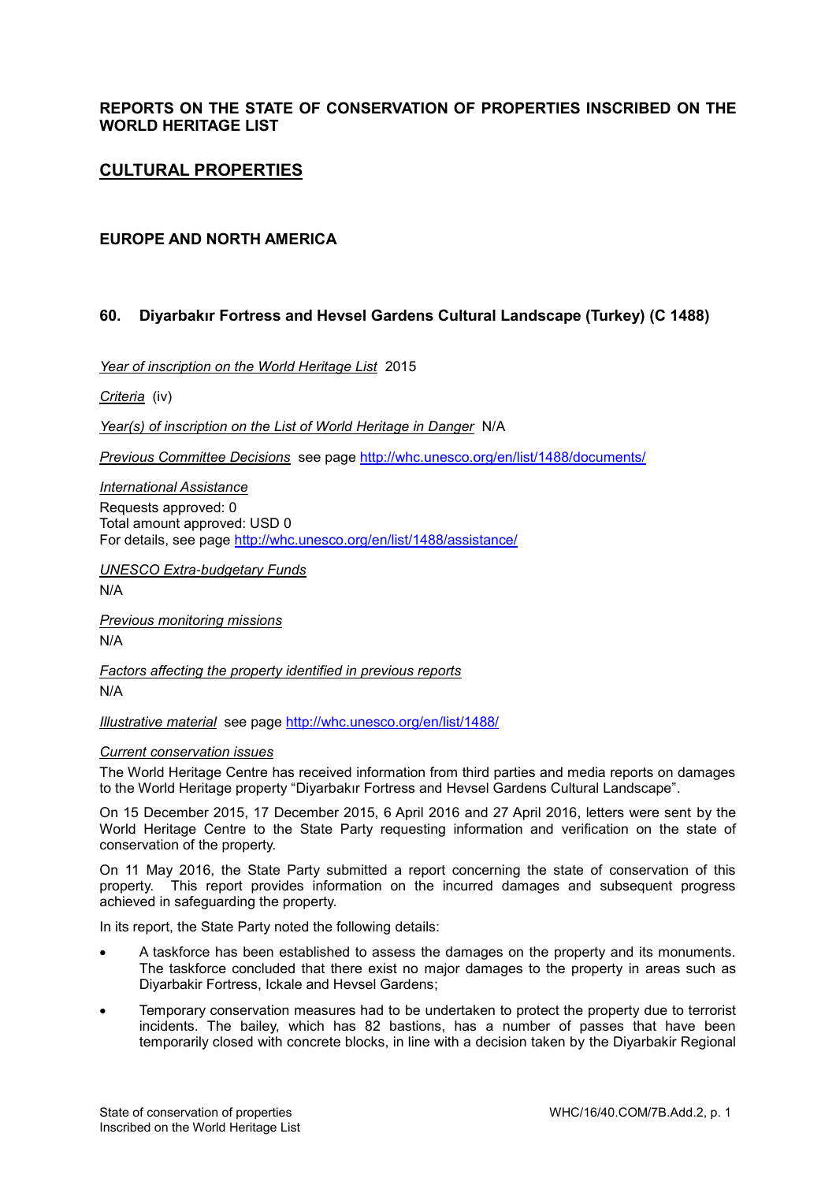**REPORTS ON THE STATE OF CONSERVATION OF PROPERTIES INSCRIBED ON THE WORLD HERITAGE LIST**

## CULTURAL PROPERTIES

### EUROPE AND NORTH AMERICA

### 60. Diyarbakır Fortress and Hevsel Gardens Cultural Landscape (Turkey) (C 1488)

*Year of inscription on the World Heritage List* 2015

*Criteria* (iv)

*Year(s) of inscription on the List of World Heritage in Danger* N/A

*Previous Committee Decisions* see page http://whc.unesco.org/en/list/1488/documents/

*International Assistance*
Requests approved: 0
Total amount approved: USD 0
For details, see page http://whc.unesco.org/en/list/1488/assistance/

*UNESCO Extra-budgetary Funds*
N/A

*Previous monitoring missions*
N/A

*Factors affecting the property identified in previous reports*
N/A

*Illustrative material* see page http://whc.unesco.org/en/list/1488/

*Current conservation issues*

The World Heritage Centre has received information from third parties and media reports on damages to the World Heritage property "Diyarbakır Fortress and Hevsel Gardens Cultural Landscape".

On 15 December 2015, 17 December 2015, 6 April 2016 and 27 April 2016, letters were sent by the World Heritage Centre to the State Party requesting information and verification on the state of conservation of the property.

On 11 May 2016, the State Party submitted a report concerning the state of conservation of this property. This report provides information on the incurred damages and subsequent progress achieved in safeguarding the property.

In its report, the State Party noted the following details:

- A taskforce has been established to assess the damages on the property and its monuments. The taskforce concluded that there exist no major damages to the property in areas such as Diyarbakir Fortress, Ickale and Hevsel Gardens;
- Temporary conservation measures had to be undertaken to protect the property due to terrorist incidents. The bailey, which has 82 bastions, has a number of passes that have been temporarily closed with concrete blocks, in line with a decision taken by the Diyarbakir Regional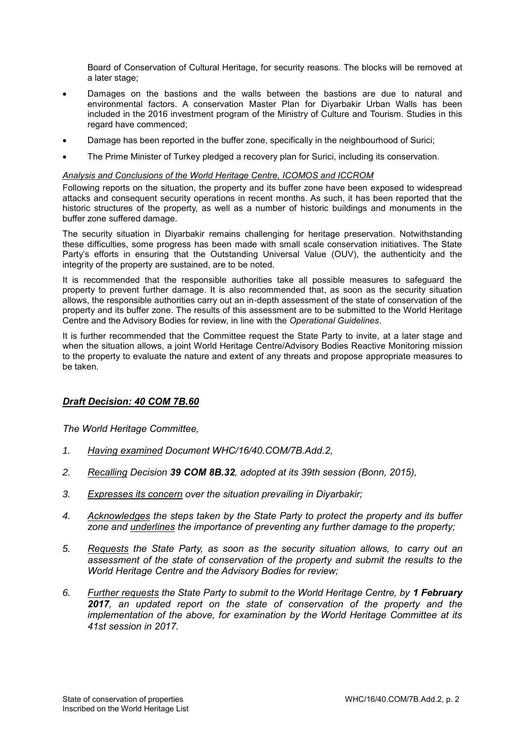Board of Conservation of Cultural Heritage, for security reasons. The blocks will be removed at a later stage;

- Damages on the bastions and the walls between the bastions are due to natural and environmental factors. A conservation Master Plan for Diyarbakir Urban Walls has been included in the 2016 investment program of the Ministry of Culture and Tourism. Studies in this regard have commenced;
- Damage has been reported in the buffer zone, specifically in the neighbourhood of Surici;
- The Prime Minister of Turkey pledged a recovery plan for Surici, including its conservation.

*Analysis and Conclusions of the World Heritage Centre, ICOMOS and ICCROM*

Following reports on the situation, the property and its buffer zone have been exposed to widespread attacks and consequent security operations in recent months. As such, it has been reported that the historic structures of the property, as well as a number of historic buildings and monuments in the buffer zone suffered damage.

The security situation in Diyarbakir remains challenging for heritage preservation. Notwithstanding these difficulties, some progress has been made with small scale conservation initiatives. The State Party's efforts in ensuring that the Outstanding Universal Value (OUV), the authenticity and the integrity of the property are sustained, are to be noted.

It is recommended that the responsible authorities take all possible measures to safeguard the property to prevent further damage. It is also recommended that, as soon as the security situation allows, the responsible authorities carry out an in-depth assessment of the state of conservation of the property and its buffer zone. The results of this assessment are to be submitted to the World Heritage Centre and the Advisory Bodies for review, in line with the *Operational Guidelines*.

It is further recommended that the Committee request the State Party to invite, at a later stage and when the situation allows, a joint World Heritage Centre/Advisory Bodies Reactive Monitoring mission to the property to evaluate the nature and extent of any threats and propose appropriate measures to be taken.

## *Draft Decision: 40 COM 7B.60*

*The World Heritage Committee,*

1. *Having examined Document WHC/16/40.COM/7B.Add.2,*
2. *Recalling Decision **39 COM 8B.32**, adopted at its 39th session (Bonn, 2015),*
3. *Expresses its concern over the situation prevailing in Diyarbakir;*
4. *Acknowledges the steps taken by the State Party to protect the property and its buffer zone and underlines the importance of preventing any further damage to the property;*
5. *Requests the State Party, as soon as the security situation allows, to carry out an assessment of the state of conservation of the property and submit the results to the World Heritage Centre and the Advisory Bodies for review;*
6. *Further requests the State Party to submit to the World Heritage Centre, by **1 February 2017**, an updated report on the state of conservation of the property and the implementation of the above, for examination by the World Heritage Committee at its 41st session in 2017.*